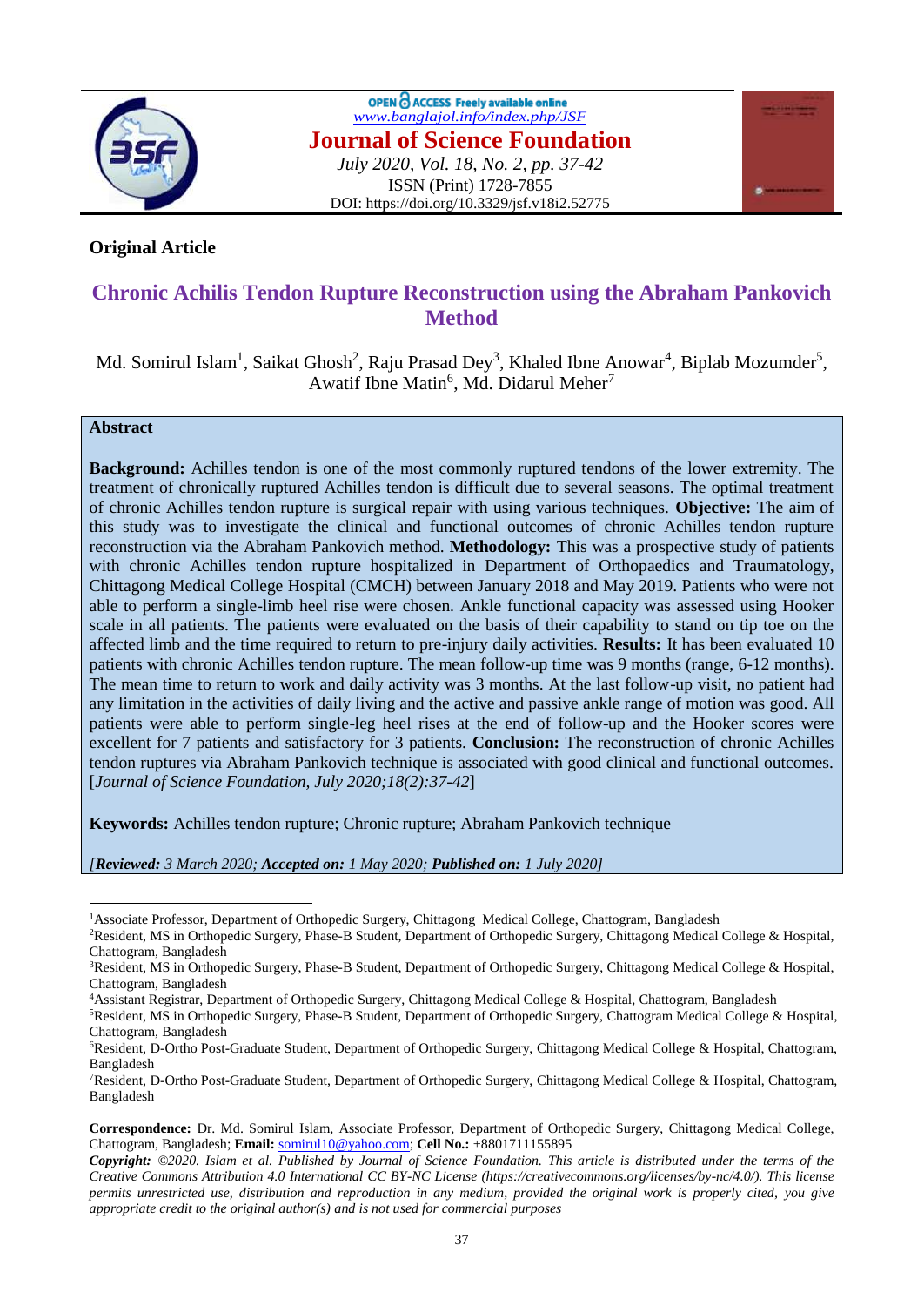**Original Article**

# Chronic Achilis Tendon Rupture Reconstruction using the Abraham Pankovich Method

Md. Somirul Islam[1], Saikat Ghosh[2], Raju Prasad Dey[3], Khaled Ibne Anowar[4], Biplab Mozumder[5], Awatif Ibne Matin[6], Md. Didarul Meher[7]

## Abstract

**Background:** Achilles tendon is one of the most commonly ruptured tendons of the lower extremity. The treatment of chronically ruptured Achilles tendon is difficult due to several seasons. The optimal treatment of chronic Achilles tendon rupture is surgical repair with using various techniques. **Objective:** The aim of this study was to investigate the clinical and functional outcomes of chronic Achilles tendon rupture reconstruction via the Abraham Pankovich method. **Methodology:** This was a prospective study of patients with chronic Achilles tendon rupture hospitalized in Department of Orthopaedics and Traumatology, Chittagong Medical College Hospital (CMCH) between January 2018 and May 2019. Patients who were not able to perform a single-limb heel rise were chosen. Ankle functional capacity was assessed using Hooker scale in all patients. The patients were evaluated on the basis of their capability to stand on tip toe on the affected limb and the time required to return to pre-injury daily activities. **Results:** It has been evaluated 10 patients with chronic Achilles tendon rupture. The mean follow-up time was 9 months (range, 6-12 months). The mean time to return to work and daily activity was 3 months. At the last follow-up visit, no patient had any limitation in the activities of daily living and the active and passive ankle range of motion was good. All patients were able to perform single-leg heel rises at the end of follow-up and the Hooker scores were excellent for 7 patients and satisfactory for 3 patients. **Conclusion:** The reconstruction of chronic Achilles tendon ruptures via Abraham Pankovich technique is associated with good clinical and functional outcomes. [*Journal of Science Foundation, July 2020;18(2):37-42*]

**Keywords:** Achilles tendon rupture; Chronic rupture; Abraham Pankovich technique

*[**Reviewed:** 3 March 2020; **Accepted on:** 1 May 2020; **Published on:** 1 July 2020]*

---

[1]Associate Professor, Department of Orthopedic Surgery, Chittagong Medical College, Chattogram, Bangladesh

[2]Resident, MS in Orthopedic Surgery, Phase-B Student, Department of Orthopedic Surgery, Chittagong Medical College & Hospital, Chattogram, Bangladesh

[3]Resident, MS in Orthopedic Surgery, Phase-B Student, Department of Orthopedic Surgery, Chittagong Medical College & Hospital, Chattogram, Bangladesh

[4]Assistant Registrar, Department of Orthopedic Surgery, Chittagong Medical College & Hospital, Chattogram, Bangladesh

[5]Resident, MS in Orthopedic Surgery, Phase-B Student, Department of Orthopedic Surgery, Chattogram Medical College & Hospital, Chattogram, Bangladesh

[6]Resident, D-Ortho Post-Graduate Student, Department of Orthopedic Surgery, Chittagong Medical College & Hospital, Chattogram, Bangladesh

[7]Resident, D-Ortho Post-Graduate Student, Department of Orthopedic Surgery, Chittagong Medical College & Hospital, Chattogram, Bangladesh

**Correspondence:** Dr. Md. Somirul Islam, Associate Professor, Department of Orthopedic Surgery, Chittagong Medical College, Chattogram, Bangladesh; **Email:** somirul10@yahoo.com; **Cell No.:** +8801711155895

***Copyright:*** *©2020. Islam et al. Published by Journal of Science Foundation. This article is distributed under the terms of the Creative Commons Attribution 4.0 International CC BY-NC License (https://creativecommons.org/licenses/by-nc/4.0/). This license permits unrestricted use, distribution and reproduction in any medium, provided the original work is properly cited, you give appropriate credit to the original author(s) and is not used for commercial purposes*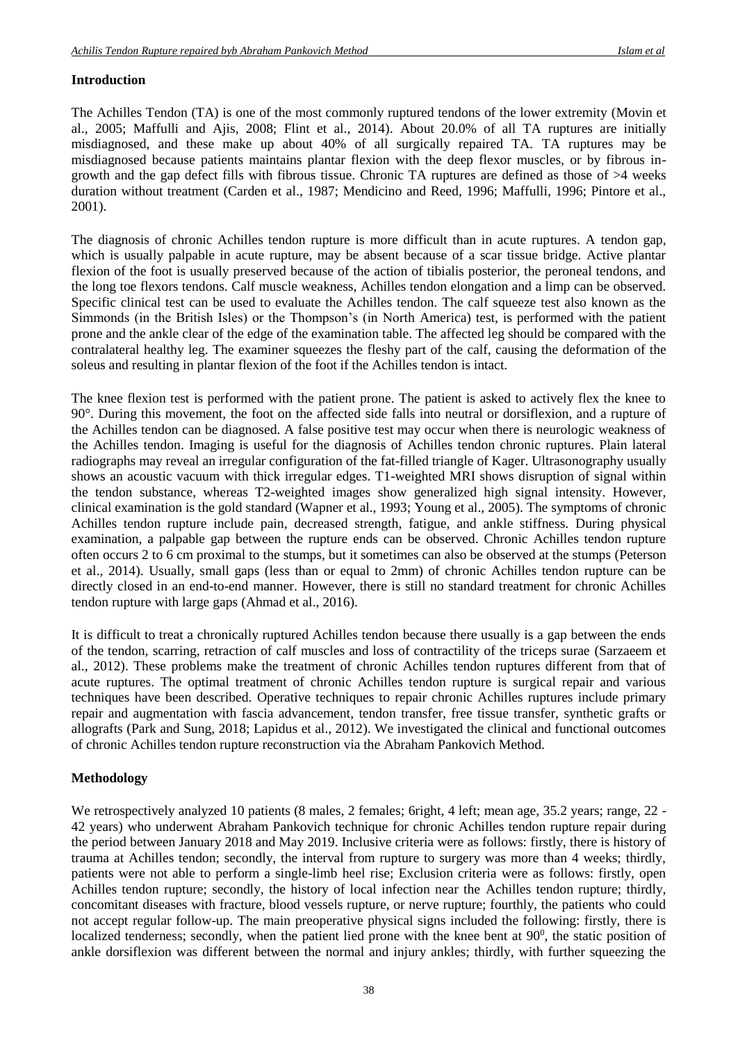## Introduction

The Achilles Tendon (TA) is one of the most commonly ruptured tendons of the lower extremity (Movin et al., 2005; Maffulli and Ajis, 2008; Flint et al., 2014). About 20.0% of all TA ruptures are initially misdiagnosed, and these make up about 40% of all surgically repaired TA. TA ruptures may be misdiagnosed because patients maintains plantar flexion with the deep flexor muscles, or by fibrous in-growth and the gap defect fills with fibrous tissue. Chronic TA ruptures are defined as those of >4 weeks duration without treatment (Carden et al., 1987; Mendicino and Reed, 1996; Maffulli, 1996; Pintore et al., 2001).

The diagnosis of chronic Achilles tendon rupture is more difficult than in acute ruptures. A tendon gap, which is usually palpable in acute rupture, may be absent because of a scar tissue bridge. Active plantar flexion of the foot is usually preserved because of the action of tibialis posterior, the peroneal tendons, and the long toe flexors tendons. Calf muscle weakness, Achilles tendon elongation and a limp can be observed. Specific clinical test can be used to evaluate the Achilles tendon. The calf squeeze test also known as the Simmonds (in the British Isles) or the Thompson's (in North America) test, is performed with the patient prone and the ankle clear of the edge of the examination table. The affected leg should be compared with the contralateral healthy leg. The examiner squeezes the fleshy part of the calf, causing the deformation of the soleus and resulting in plantar flexion of the foot if the Achilles tendon is intact.

The knee flexion test is performed with the patient prone. The patient is asked to actively flex the knee to 90°. During this movement, the foot on the affected side falls into neutral or dorsiflexion, and a rupture of the Achilles tendon can be diagnosed. A false positive test may occur when there is neurologic weakness of the Achilles tendon. Imaging is useful for the diagnosis of Achilles tendon chronic ruptures. Plain lateral radiographs may reveal an irregular configuration of the fat-filled triangle of Kager. Ultrasonography usually shows an acoustic vacuum with thick irregular edges. T1-weighted MRI shows disruption of signal within the tendon substance, whereas T2-weighted images show generalized high signal intensity. However, clinical examination is the gold standard (Wapner et al., 1993; Young et al., 2005). The symptoms of chronic Achilles tendon rupture include pain, decreased strength, fatigue, and ankle stiffness. During physical examination, a palpable gap between the rupture ends can be observed. Chronic Achilles tendon rupture often occurs 2 to 6 cm proximal to the stumps, but it sometimes can also be observed at the stumps (Peterson et al., 2014). Usually, small gaps (less than or equal to 2mm) of chronic Achilles tendon rupture can be directly closed in an end-to-end manner. However, there is still no standard treatment for chronic Achilles tendon rupture with large gaps (Ahmad et al., 2016).

It is difficult to treat a chronically ruptured Achilles tendon because there usually is a gap between the ends of the tendon, scarring, retraction of calf muscles and loss of contractility of the triceps surae (Sarzaeem et al., 2012). These problems make the treatment of chronic Achilles tendon ruptures different from that of acute ruptures. The optimal treatment of chronic Achilles tendon rupture is surgical repair and various techniques have been described. Operative techniques to repair chronic Achilles ruptures include primary repair and augmentation with fascia advancement, tendon transfer, free tissue transfer, synthetic grafts or allografts (Park and Sung, 2018; Lapidus et al., 2012). We investigated the clinical and functional outcomes of chronic Achilles tendon rupture reconstruction via the Abraham Pankovich Method.

## Methodology

We retrospectively analyzed 10 patients (8 males, 2 females; 6right, 4 left; mean age, 35.2 years; range, 22 - 42 years) who underwent Abraham Pankovich technique for chronic Achilles tendon rupture repair during the period between January 2018 and May 2019. Inclusive criteria were as follows: firstly, there is history of trauma at Achilles tendon; secondly, the interval from rupture to surgery was more than 4 weeks; thirdly, patients were not able to perform a single-limb heel rise; Exclusion criteria were as follows: firstly, open Achilles tendon rupture; secondly, the history of local infection near the Achilles tendon rupture; thirdly, concomitant diseases with fracture, blood vessels rupture, or nerve rupture; fourthly, the patients who could not accept regular follow-up. The main preoperative physical signs included the following: firstly, there is localized tenderness; secondly, when the patient lied prone with the knee bent at $90^0$, the static position of ankle dorsiflexion was different between the normal and injury ankles; thirdly, with further squeezing the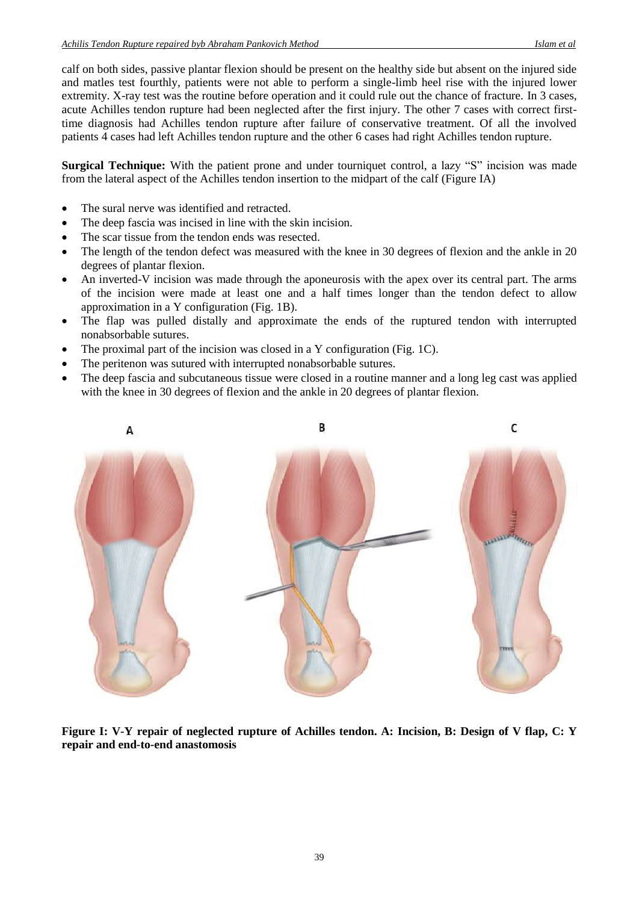calf on both sides, passive plantar flexion should be present on the healthy side but absent on the injured side and matles test fourthly, patients were not able to perform a single-limb heel rise with the injured lower extremity. X-ray test was the routine before operation and it could rule out the chance of fracture. In 3 cases, acute Achilles tendon rupture had been neglected after the first injury. The other 7 cases with correct first-time diagnosis had Achilles tendon rupture after failure of conservative treatment. Of all the involved patients 4 cases had left Achilles tendon rupture and the other 6 cases had right Achilles tendon rupture.

**Surgical Technique:** With the patient prone and under tourniquet control, a lazy "S" incision was made from the lateral aspect of the Achilles tendon insertion to the midpart of the calf (Figure IA)

- The sural nerve was identified and retracted.
- The deep fascia was incised in line with the skin incision.
- The scar tissue from the tendon ends was resected.
- The length of the tendon defect was measured with the knee in 30 degrees of flexion and the ankle in 20 degrees of plantar flexion.
- An inverted-V incision was made through the aponeurosis with the apex over its central part. The arms of the incision were made at least one and a half times longer than the tendon defect to allow approximation in a Y configuration (Fig. 1B).
- The flap was pulled distally and approximate the ends of the ruptured tendon with interrupted nonabsorbable sutures.
- The proximal part of the incision was closed in a Y configuration (Fig. 1C).
- The peritenon was sutured with interrupted nonabsorbable sutures.
- The deep fascia and subcutaneous tissue were closed in a routine manner and a long leg cast was applied with the knee in 30 degrees of flexion and the ankle in 20 degrees of plantar flexion.

**Figure I: V-Y repair of neglected rupture of Achilles tendon. A: Incision, B: Design of V flap, C: Y repair and end-to-end anastomosis**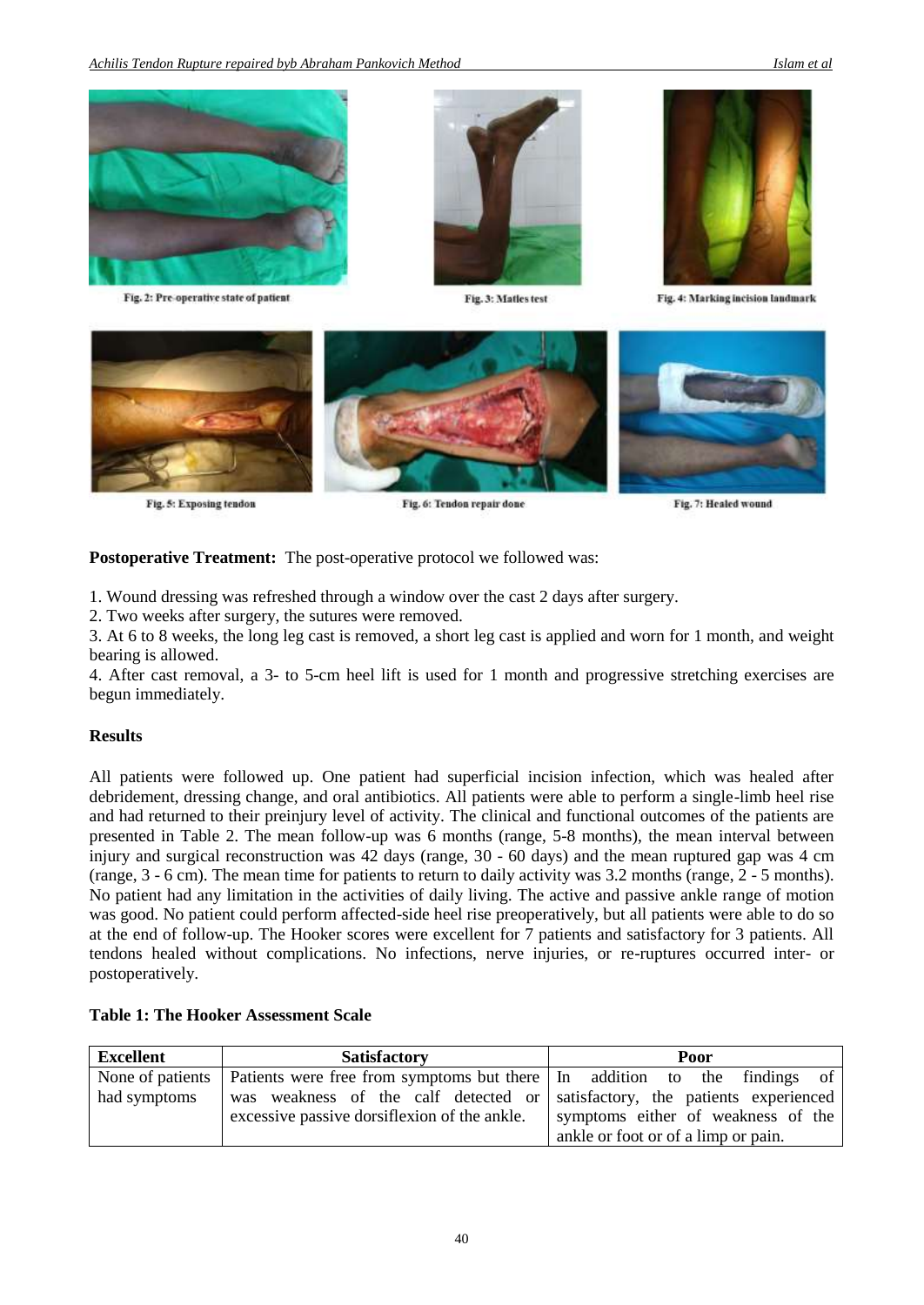Fig. 2: Pre-operative state of patient

Fig. 3: Matles test

Fig. 4: Marking incision landmark

Fig. 5: Exposing tendon

Fig. 6: Tendon repair done

Fig. 7: Healed wound

**Postoperative Treatment:** The post-operative protocol we followed was:

1. Wound dressing was refreshed through a window over the cast 2 days after surgery.
2. Two weeks after surgery, the sutures were removed.
3. At 6 to 8 weeks, the long leg cast is removed, a short leg cast is applied and worn for 1 month, and weight bearing is allowed.
4. After cast removal, a 3- to 5-cm heel lift is used for 1 month and progressive stretching exercises are begun immediately.

### Results

All patients were followed up. One patient had superficial incision infection, which was healed after debridement, dressing change, and oral antibiotics. All patients were able to perform a single-limb heel rise and had returned to their preinjury level of activity. The clinical and functional outcomes of the patients are presented in Table 2. The mean follow-up was 6 months (range, 5-8 months), the mean interval between injury and surgical reconstruction was 42 days (range, 30 - 60 days) and the mean ruptured gap was 4 cm (range, 3 - 6 cm). The mean time for patients to return to daily activity was 3.2 months (range, 2 - 5 months). No patient had any limitation in the activities of daily living. The active and passive ankle range of motion was good. No patient could perform affected-side heel rise preoperatively, but all patients were able to do so at the end of follow-up. The Hooker scores were excellent for 7 patients and satisfactory for 3 patients. All tendons healed without complications. No infections, nerve injuries, or re-ruptures occurred inter- or postoperatively.

**Table 1: The Hooker Assessment Scale**

| Excellent | Satisfactory | Poor |
|---|---|---|
| None of patients had symptoms | Patients were free from symptoms but there was weakness of the calf detected or excessive passive dorsiflexion of the ankle. | In addition to the findings of satisfactory, the patients experienced symptoms either of weakness of the ankle or foot or of a limp or pain. |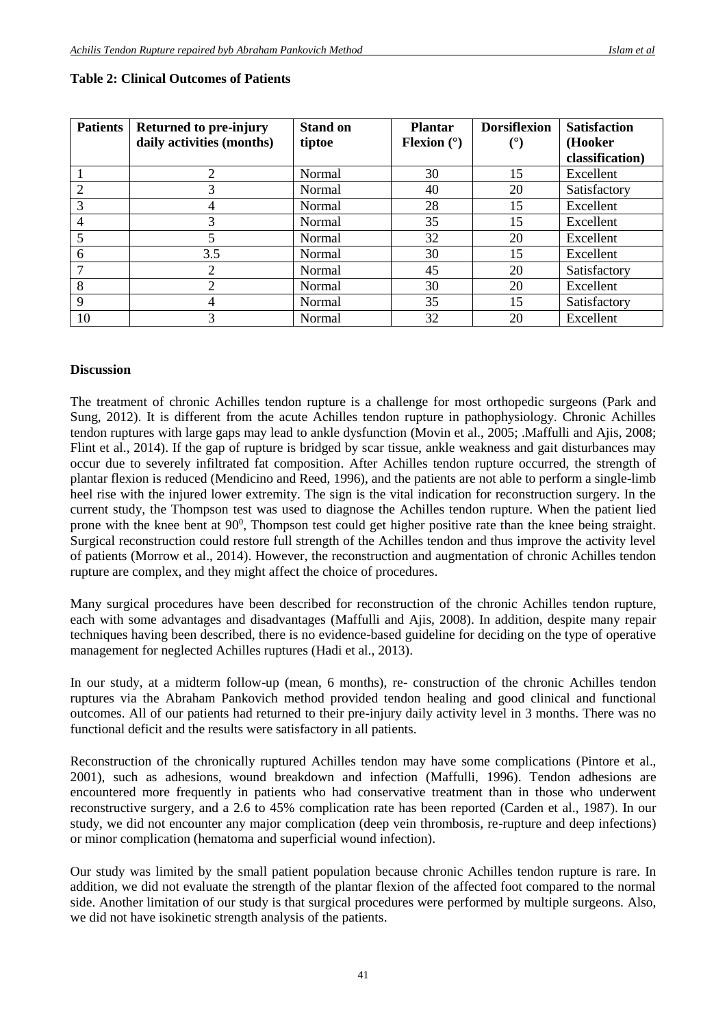**Table 2: Clinical Outcomes of Patients**

| Patients | Returned to pre-injury daily activities (months) | Stand on tiptoe | Plantar Flexion (°) | Dorsiflexion (°) | Satisfaction (Hooker classification) |
|---|---|---|---|---|---|
| 1 | 2 | Normal | 30 | 15 | Excellent |
| 2 | 3 | Normal | 40 | 20 | Satisfactory |
| 3 | 4 | Normal | 28 | 15 | Excellent |
| 4 | 3 | Normal | 35 | 15 | Excellent |
| 5 | 5 | Normal | 32 | 20 | Excellent |
| 6 | 3.5 | Normal | 30 | 15 | Excellent |
| 7 | 2 | Normal | 45 | 20 | Satisfactory |
| 8 | 2 | Normal | 30 | 20 | Excellent |
| 9 | 4 | Normal | 35 | 15 | Satisfactory |
| 10 | 3 | Normal | 32 | 20 | Excellent |

**Discussion**

The treatment of chronic Achilles tendon rupture is a challenge for most orthopedic surgeons (Park and Sung, 2012). It is different from the acute Achilles tendon rupture in pathophysiology. Chronic Achilles tendon ruptures with large gaps may lead to ankle dysfunction (Movin et al., 2005; .Maffulli and Ajis, 2008; Flint et al., 2014). If the gap of rupture is bridged by scar tissue, ankle weakness and gait disturbances may occur due to severely infiltrated fat composition. After Achilles tendon rupture occurred, the strength of plantar flexion is reduced (Mendicino and Reed, 1996), and the patients are not able to perform a single-limb heel rise with the injured lower extremity. The sign is the vital indication for reconstruction surgery. In the current study, the Thompson test was used to diagnose the Achilles tendon rupture. When the patient lied prone with the knee bent at $90^0$, Thompson test could get higher positive rate than the knee being straight. Surgical reconstruction could restore full strength of the Achilles tendon and thus improve the activity level of patients (Morrow et al., 2014). However, the reconstruction and augmentation of chronic Achilles tendon rupture are complex, and they might affect the choice of procedures.

Many surgical procedures have been described for reconstruction of the chronic Achilles tendon rupture, each with some advantages and disadvantages (Maffulli and Ajis, 2008). In addition, despite many repair techniques having been described, there is no evidence-based guideline for deciding on the type of operative management for neglected Achilles ruptures (Hadi et al., 2013).

In our study, at a midterm follow-up (mean, 6 months), re- construction of the chronic Achilles tendon ruptures via the Abraham Pankovich method provided tendon healing and good clinical and functional outcomes. All of our patients had returned to their pre-injury daily activity level in 3 months. There was no functional deficit and the results were satisfactory in all patients.

Reconstruction of the chronically ruptured Achilles tendon may have some complications (Pintore et al., 2001), such as adhesions, wound breakdown and infection (Maffulli, 1996). Tendon adhesions are encountered more frequently in patients who had conservative treatment than in those who underwent reconstructive surgery, and a 2.6 to 45% complication rate has been reported (Carden et al., 1987). In our study, we did not encounter any major complication (deep vein thrombosis, re-rupture and deep infections) or minor complication (hematoma and superficial wound infection).

Our study was limited by the small patient population because chronic Achilles tendon rupture is rare. In addition, we did not evaluate the strength of the plantar flexion of the affected foot compared to the normal side. Another limitation of our study is that surgical procedures were performed by multiple surgeons. Also, we did not have isokinetic strength analysis of the patients.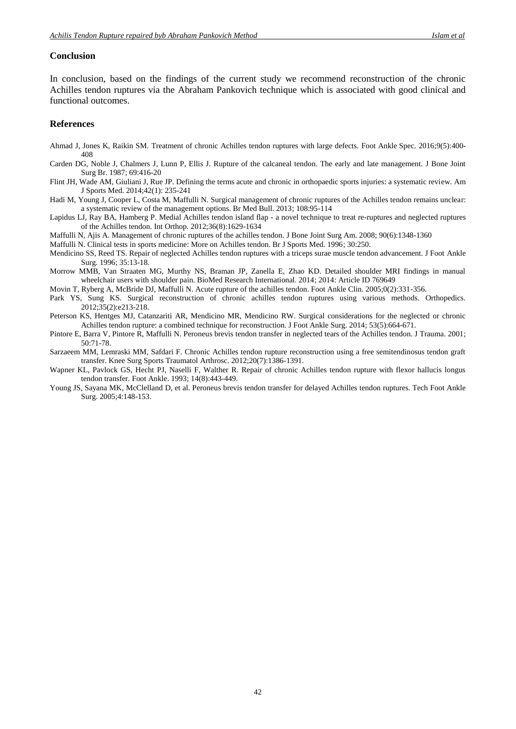## Conclusion

In conclusion, based on the findings of the current study we recommend reconstruction of the chronic Achilles tendon ruptures via the Abraham Pankovich technique which is associated with good clinical and functional outcomes.

## References

Ahmad J, Jones K, Raikin SM. Treatment of chronic Achilles tendon ruptures with large defects. Foot Ankle Spec. 2016;9(5):400-408

Carden DG, Noble J, Chalmers J, Lunn P, Ellis J. Rupture of the calcaneal tendon. The early and late management. J Bone Joint Surg Br. 1987; 69:416-20

Flint JH, Wade AM, Giuliani J, Rue JP. Defining the terms acute and chronic in orthopaedic sports injuries: a systematic review. Am J Sports Med. 2014;42(1): 235-241

Hadi M, Young J, Cooper L, Costa M, Maffulli N. Surgical management of chronic ruptures of the Achilles tendon remains unclear: a systematic review of the management options. Br Med Bull. 2013; 108:95-114

Lapidus LJ, Ray BA, Hamberg P. Medial Achilles tendon island flap - a novel technique to treat re-ruptures and neglected ruptures of the Achilles tendon. Int Orthop. 2012;36(8):1629-1634

Maffulli N, Ajis A. Management of chronic ruptures of the achilles tendon. J Bone Joint Surg Am. 2008; 90(6):1348-1360

Maffulli N. Clinical tests in sports medicine: More on Achilles tendon. Br J Sports Med. 1996; 30:250.

Mendicino SS, Reed TS. Repair of neglected Achilles tendon ruptures with a triceps surae muscle tendon advancement. J Foot Ankle Surg. 1996; 35:13-18.

Morrow MMB, Van Straaten MG, Murthy NS, Braman JP, Zanella E, Zhao KD. Detailed shoulder MRI findings in manual wheelchair users with shoulder pain. BioMed Research International. 2014; 2014: Article ID 769649

Movin T, Ryberg A, McBride DJ, Maffulli N. Acute rupture of the achilles tendon. Foot Ankle Clin. 2005;0(2):331-356.

Park YS, Sung KS. Surgical reconstruction of chronic achilles tendon ruptures using various methods. Orthopedics. 2012;35(2):e213-218.

Peterson KS, Hentges MJ, Catanzariti AR, Mendicino MR, Mendicino RW. Surgical considerations for the neglected or chronic Achilles tendon rupture: a combined technique for reconstruction. J Foot Ankle Surg. 2014; 53(5):664-671.

Pintore E, Barra V, Pintore R, Maffulli N. Peroneus brevis tendon transfer in neglected tears of the Achilles tendon. J Trauma. 2001; 50:71-78.

Sarzaeem MM, Lemraski MM, Safdari F. Chronic Achilles tendon rupture reconstruction using a free semitendinosus tendon graft transfer. Knee Surg Sports Traumatol Arthrosc. 2012;20(7):1386-1391.

Wapner KL, Pavlock GS, Hecht PJ, Naselli F, Walther R. Repair of chronic Achilles tendon rupture with flexor hallucis longus tendon transfer. Foot Ankle. 1993; 14(8):443-449.

Young JS, Sayana MK, McClelland D, et al. Peroneus brevis tendon transfer for delayed Achilles tendon ruptures. Tech Foot Ankle Surg. 2005;4:148-153.